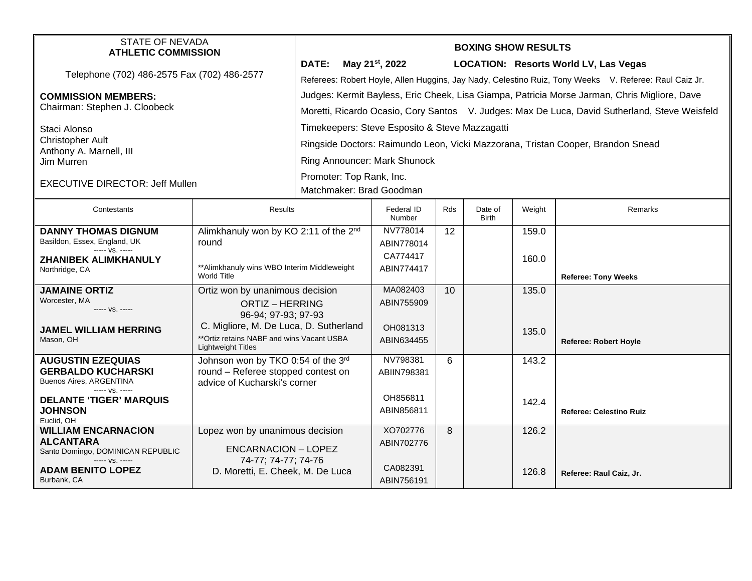STATE OF NEVADA
**ATHLETIC COMMISSION**

Telephone (702) 486-2575 Fax (702) 486-2577

**COMMISSION MEMBERS:**
Chairman: Stephen J. Cloobeck

Staci Alonso
Christopher Ault
Anthony A. Marnell, III
Jim Murren

EXECUTIVE DIRECTOR: Jeff Mullen

**BOXING SHOW RESULTS**

**DATE: May 21st, 2022** **LOCATION: Resorts World LV, Las Vegas**

Referees: Robert Hoyle, Allen Huggins, Jay Nady, Celestino Ruiz, Tony Weeks V. Referee: Raul Caiz Jr.

Judges: Kermit Bayless, Eric Cheek, Lisa Giampa, Patricia Morse Jarman, Chris Migliore, Dave Moretti, Ricardo Ocasio, Cory Santos V. Judges: Max De Luca, David Sutherland, Steve Weisfeld

Timekeepers: Steve Esposito & Steve Mazzagatti

Ringside Doctors: Raimundo Leon, Vicki Mazzorana, Tristan Cooper, Brandon Snead

Ring Announcer: Mark Shunock

Promoter: Top Rank, Inc.
Matchmaker: Brad Goodman

| Contestants | Results | Federal ID Number | Rds | Date of Birth | Weight | Remarks |
|---|---|---|---|---|---|---|
| **DANNY THOMAS DIGNUM** Basildon, Essex, England, UK ----- vs. ----- **ZHANIBEK ALIMKHANULY** Northridge, CA | Alimkhanuly won by KO 2:11 of the 2nd round **Alimkhanuly wins WBO Interim Middleweight World Title | NV778014 ABIN778014 CA774417 ABIN774417 | 12 | | 159.0 160.0 | **Referee: Tony Weeks** |
| **JAMAINE ORTIZ** Worcester, MA ----- vs. ----- **JAMEL WILLIAM HERRING** Mason, OH | Ortiz won by unanimous decision ORTIZ – HERRING 96-94; 97-93; 97-93 C. Migliore, M. De Luca, D. Sutherland **Ortiz retains NABF and wins Vacant USBA Lightweight Titles | MA082403 ABIN755909 OH081313 ABIN634455 | 10 | | 135.0 135.0 | **Referee: Robert Hoyle** |
| **AUGUSTIN EZEQUIAS GERBALDO KUCHARSKI** Buenos Aires, ARGENTINA ----- vs. ----- **DELANTE 'TIGER' MARQUIS JOHNSON** Euclid, OH | Johnson won by TKO 0:54 of the 3rd round – Referee stopped contest on advice of Kucharski's corner | NV798381 ABIIN798381 OH856811 ABIN856811 | 6 | | 143.2 142.4 | **Referee: Celestino Ruiz** |
| **WILLIAM ENCARNACION ALCANTARA** Santo Domingo, DOMINICAN REPUBLIC ----- vs. ----- **ADAM BENITO LOPEZ** Burbank, CA | Lopez won by unanimous decision ENCARNACION – LOPEZ 74-77; 74-77; 74-76 D. Moretti, E. Cheek, M. De Luca | XO702776 ABIN702776 CA082391 ABIN756191 | 8 | | 126.2 126.8 | **Referee: Raul Caiz, Jr.** |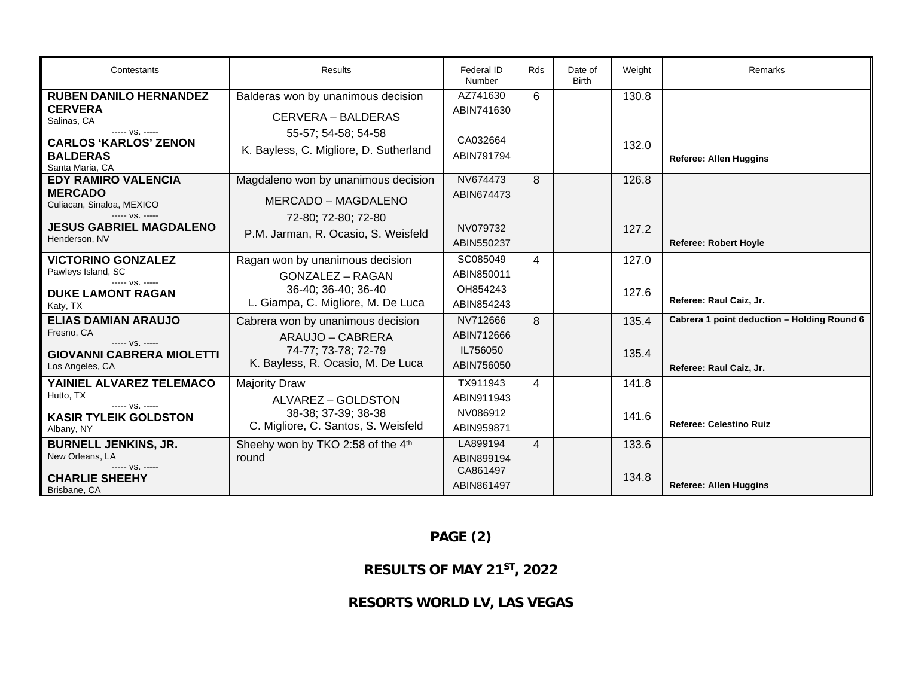| Contestants | Results | Federal ID Number | Rds | Date of Birth | Weight | Remarks |
|---|---|---|---|---|---|---|
| **RUBEN DANILO HERNANDEZ CERVERA** Salinas, CA ----- vs. ----- **CARLOS 'KARLOS' ZENON BALDERAS** Santa Maria, CA | Balderas won by unanimous decision CERVERA – BALDERAS 55-57; 54-58; 54-58 K. Bayless, C. Migliore, D. Sutherland | AZ741630 ABIN741630 CA032664 ABIN791794 | 6 | | 130.8 132.0 | **Referee: Allen Huggins** |
| **EDY RAMIRO VALENCIA MERCADO** Culiacan, Sinaloa, MEXICO ----- vs. ----- **JESUS GABRIEL MAGDALENO** Henderson, NV | Magdaleno won by unanimous decision MERCADO – MAGDALENO 72-80; 72-80; 72-80 P.M. Jarman, R. Ocasio, S. Weisfeld | NV674473 ABIN674473 NV079732 ABIN550237 | 8 | | 126.8 127.2 | **Referee: Robert Hoyle** |
| **VICTORINO GONZALEZ** Pawleys Island, SC ----- vs. ----- **DUKE LAMONT RAGAN** Katy, TX | Ragan won by unanimous decision GONZALEZ – RAGAN 36-40; 36-40; 36-40 L. Giampa, C. Migliore, M. De Luca | SC085049 ABIN850011 OH854243 ABIN854243 | 4 | | 127.0 127.6 | **Referee: Raul Caiz, Jr.** |
| **ELIAS DAMIAN ARAUJO** Fresno, CA ----- vs. ----- **GIOVANNI CABRERA MIOLETTI** Los Angeles, CA | Cabrera won by unanimous decision ARAUJO – CABRERA 74-77; 73-78; 72-79 K. Bayless, R. Ocasio, M. De Luca | NV712666 ABIN712666 IL756050 ABIN756050 | 8 | | 135.4 135.4 | **Cabrera 1 point deduction – Holding Round 6** **Referee: Raul Caiz, Jr.** |
| **YAINIEL ALVAREZ TELEMACO** Hutto, TX ----- vs. ----- **KASIR TYLEIK GOLDSTON** Albany, NY | Majority Draw ALVAREZ – GOLDSTON 38-38; 37-39; 38-38 C. Migliore, C. Santos, S. Weisfeld | TX911943 ABIN911943 NV086912 ABIN959871 | 4 | | 141.8 141.6 | **Referee: Celestino Ruiz** |
| **BURNELL JENKINS, JR.** New Orleans, LA ----- vs. ----- **CHARLIE SHEEHY** Brisbane, CA | Sheehy won by TKO 2:58 of the 4th round | LA899194 ABIN899194 CA861497 ABIN861497 | 4 | | 133.6 134.8 | **Referee: Allen Huggins** |

**PAGE (2)**

**RESULTS OF MAY 21ST, 2022**

**RESORTS WORLD LV, LAS VEGAS**